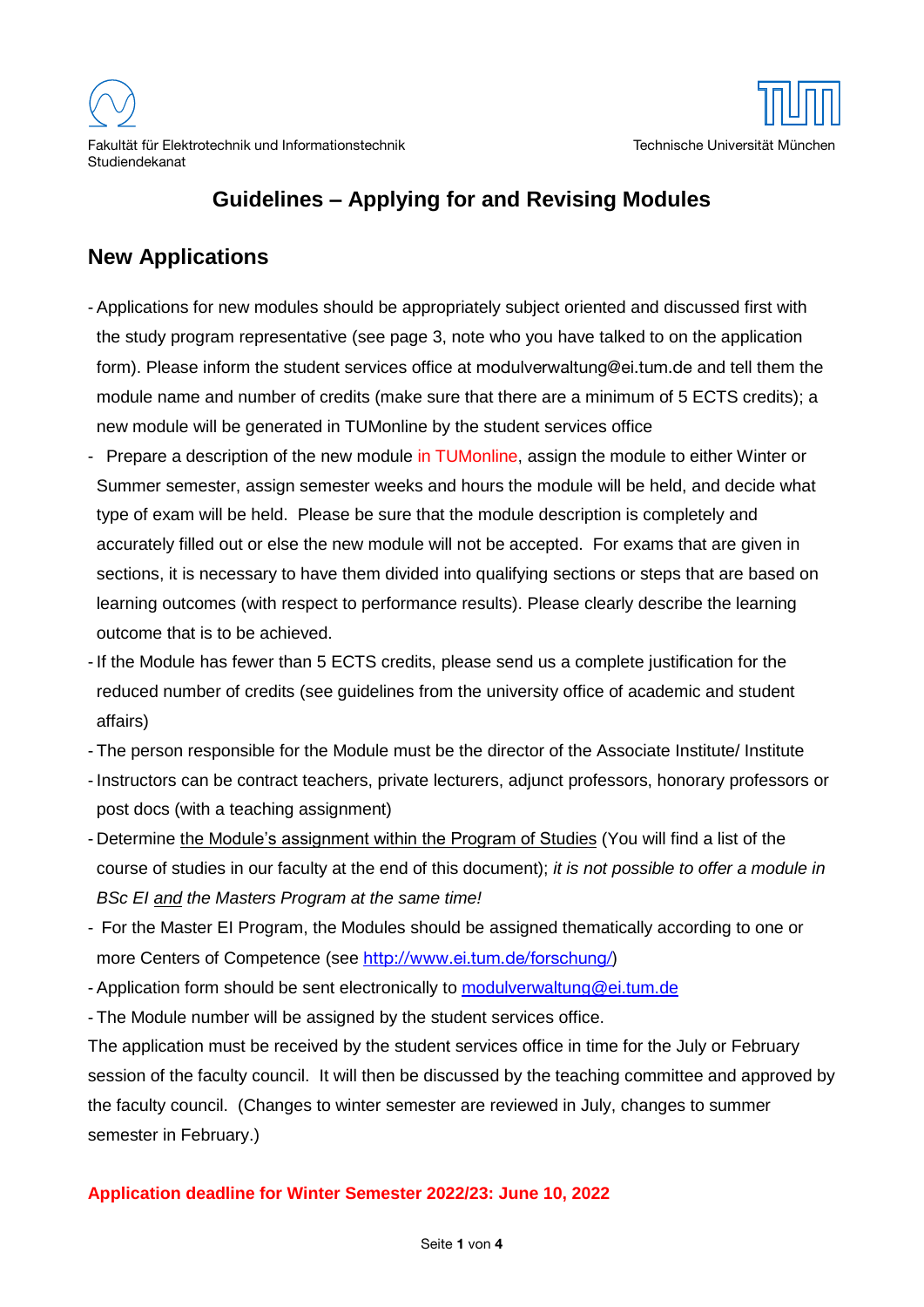Fakultät für Elektrotechnik und Informationstechnik
Studiendekanat

Technische Universität München

# Guidelines – Applying for and Revising Modules

## New Applications

- Applications for new modules should be appropriately subject oriented and discussed first with the study program representative (see page 3, note who you have talked to on the application form). Please inform the student services office at modulverwaltung@ei.tum.de and tell them the module name and number of credits (make sure that there are a minimum of 5 ECTS credits); a new module will be generated in TUMonline by the student services office
- Prepare a description of the new module in TUMonline, assign the module to either Winter or Summer semester, assign semester weeks and hours the module will be held, and decide what type of exam will be held. Please be sure that the module description is completely and accurately filled out or else the new module will not be accepted. For exams that are given in sections, it is necessary to have them divided into qualifying sections or steps that are based on learning outcomes (with respect to performance results). Please clearly describe the learning outcome that is to be achieved.
- If the Module has fewer than 5 ECTS credits, please send us a complete justification for the reduced number of credits (see guidelines from the university office of academic and student affairs)
- The person responsible for the Module must be the director of the Associate Institute/ Institute
- Instructors can be contract teachers, private lecturers, adjunct professors, honorary professors or post docs (with a teaching assignment)
- Determine the Module's assignment within the Program of Studies (You will find a list of the course of studies in our faculty at the end of this document); *it is not possible to offer a module in BSc EI and the Masters Program at the same time!*
- For the Master EI Program, the Modules should be assigned thematically according to one or more Centers of Competence (see [http://www.ei.tum.de/forschung/](http://www.ei.tum.de/forschung/))
- Application form should be sent electronically to [modulverwaltung@ei.tum.de](mailto:modulverwaltung@ei.tum.de)
- The Module number will be assigned by the student services office.

The application must be received by the student services office in time for the July or February session of the faculty council. It will then be discussed by the teaching committee and approved by the faculty council. (Changes to winter semester are reviewed in July, changes to summer semester in February.)

**Application deadline for Winter Semester 2022/23: June 10, 2022**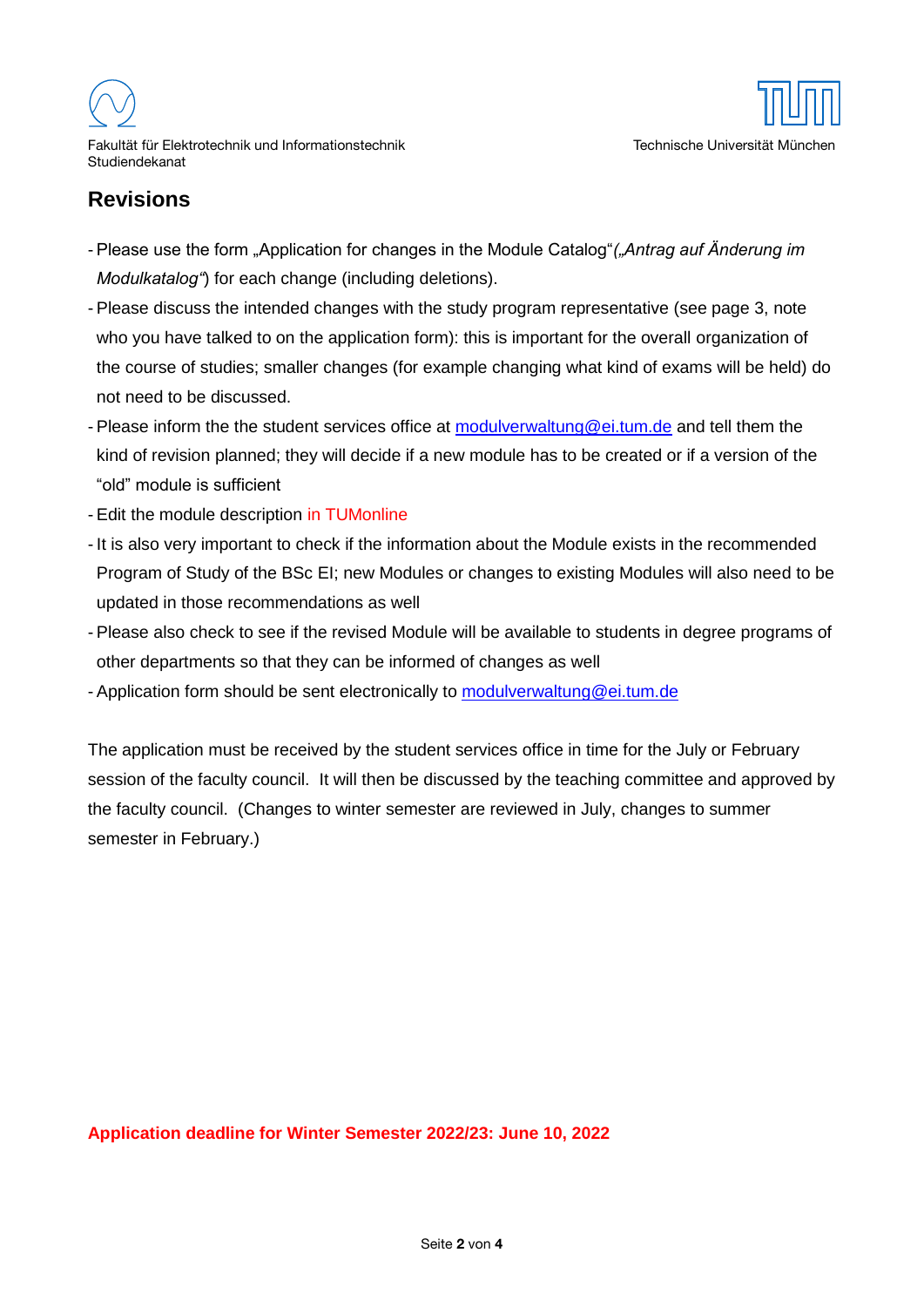Fakultät für Elektrotechnik und Informationstechnik
Studiendekanat

Technische Universität München

## Revisions

- Please use the form „Application for changes in the Module Catalog"*(„Antrag auf Änderung im Modulkatalog")* for each change (including deletions).
- Please discuss the intended changes with the study program representative (see page 3, note who you have talked to on the application form): this is important for the overall organization of the course of studies; smaller changes (for example changing what kind of exams will be held) do not need to be discussed.
- Please inform the the student services office at modulverwaltung@ei.tum.de and tell them the kind of revision planned; they will decide if a new module has to be created or if a version of the "old" module is sufficient
- Edit the module description in TUMonline
- It is also very important to check if the information about the Module exists in the recommended Program of Study of the BSc EI; new Modules or changes to existing Modules will also need to be updated in those recommendations as well
- Please also check to see if the revised Module will be available to students in degree programs of other departments so that they can be informed of changes as well
- Application form should be sent electronically to modulverwaltung@ei.tum.de

The application must be received by the student services office in time for the July or February session of the faculty council. It will then be discussed by the teaching committee and approved by the faculty council. (Changes to winter semester are reviewed in July, changes to summer semester in February.)

**Application deadline for Winter Semester 2022/23: June 10, 2022**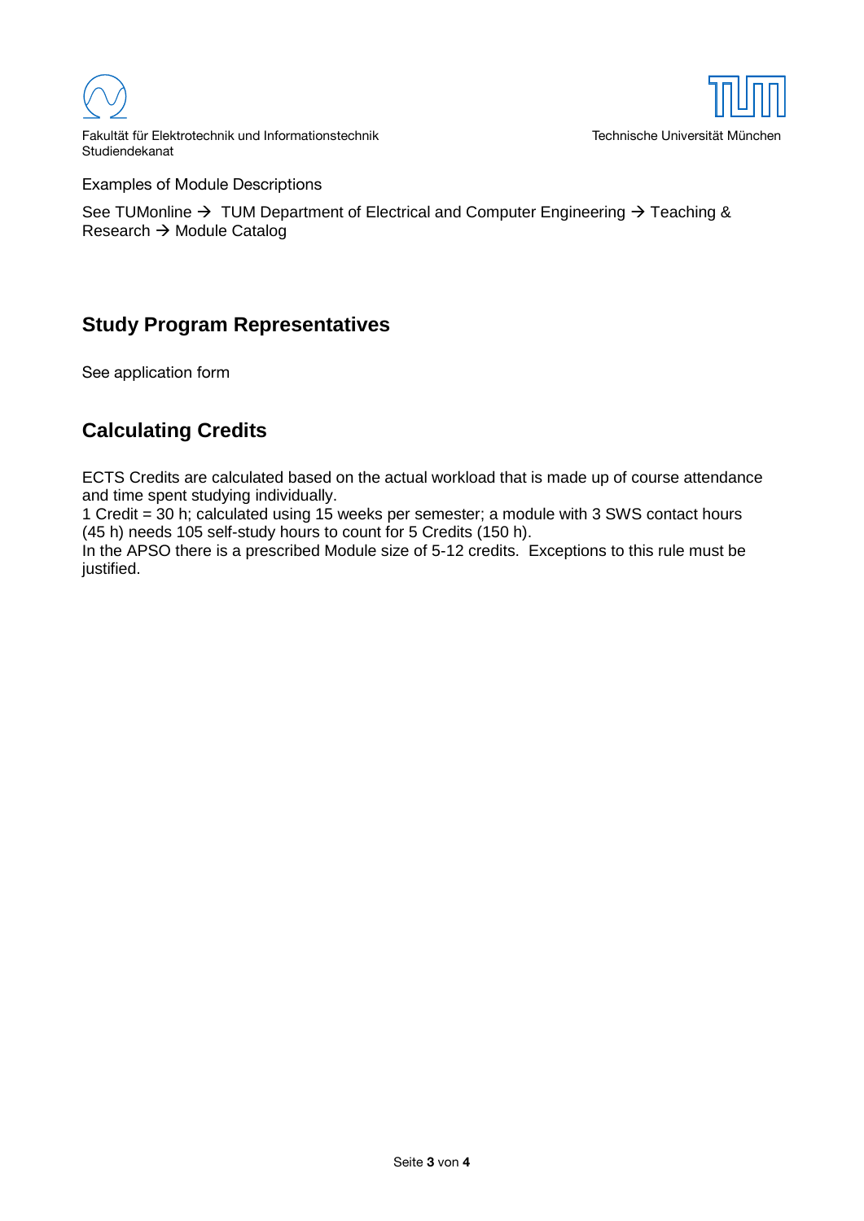Examples of Module Descriptions

See TUMonline → TUM Department of Electrical and Computer Engineering → Teaching & Research → Module Catalog

## Study Program Representatives

See application form

## Calculating Credits

ECTS Credits are calculated based on the actual workload that is made up of course attendance and time spent studying individually.
1 Credit = 30 h; calculated using 15 weeks per semester; a module with 3 SWS contact hours (45 h) needs 105 self-study hours to count for 5 Credits (150 h).
In the APSO there is a prescribed Module size of 5-12 credits. Exceptions to this rule must be justified.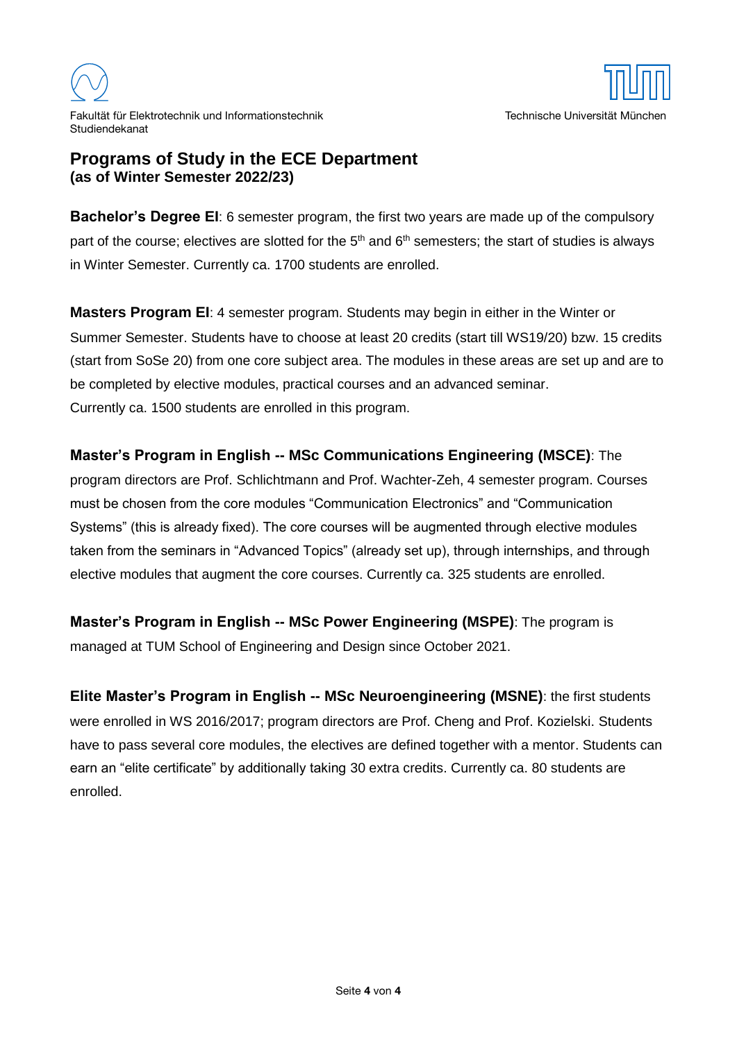Fakultät für Elektrotechnik und Informationstechnik
Studiendekanat

Technische Universität München

## Programs of Study in the ECE Department
**(as of Winter Semester 2022/23)**

**Bachelor's Degree EI**: 6 semester program, the first two years are made up of the compulsory part of the course; electives are slotted for the 5th and 6th semesters; the start of studies is always in Winter Semester. Currently ca. 1700 students are enrolled.

**Masters Program EI**: 4 semester program. Students may begin in either in the Winter or Summer Semester. Students have to choose at least 20 credits (start till WS19/20) bzw. 15 credits (start from SoSe 20) from one core subject area. The modules in these areas are set up and are to be completed by elective modules, practical courses and an advanced seminar.
Currently ca. 1500 students are enrolled in this program.

**Master's Program in English -- MSc Communications Engineering (MSCE)**: The program directors are Prof. Schlichtmann and Prof. Wachter-Zeh, 4 semester program. Courses must be chosen from the core modules "Communication Electronics" and "Communication Systems" (this is already fixed). The core courses will be augmented through elective modules taken from the seminars in "Advanced Topics" (already set up), through internships, and through elective modules that augment the core courses. Currently ca. 325 students are enrolled.

**Master's Program in English -- MSc Power Engineering (MSPE)**: The program is managed at TUM School of Engineering and Design since October 2021.

**Elite Master's Program in English -- MSc Neuroengineering (MSNE)**: the first students were enrolled in WS 2016/2017; program directors are Prof. Cheng and Prof. Kozielski. Students have to pass several core modules, the electives are defined together with a mentor. Students can earn an "elite certificate" by additionally taking 30 extra credits. Currently ca. 80 students are enrolled.